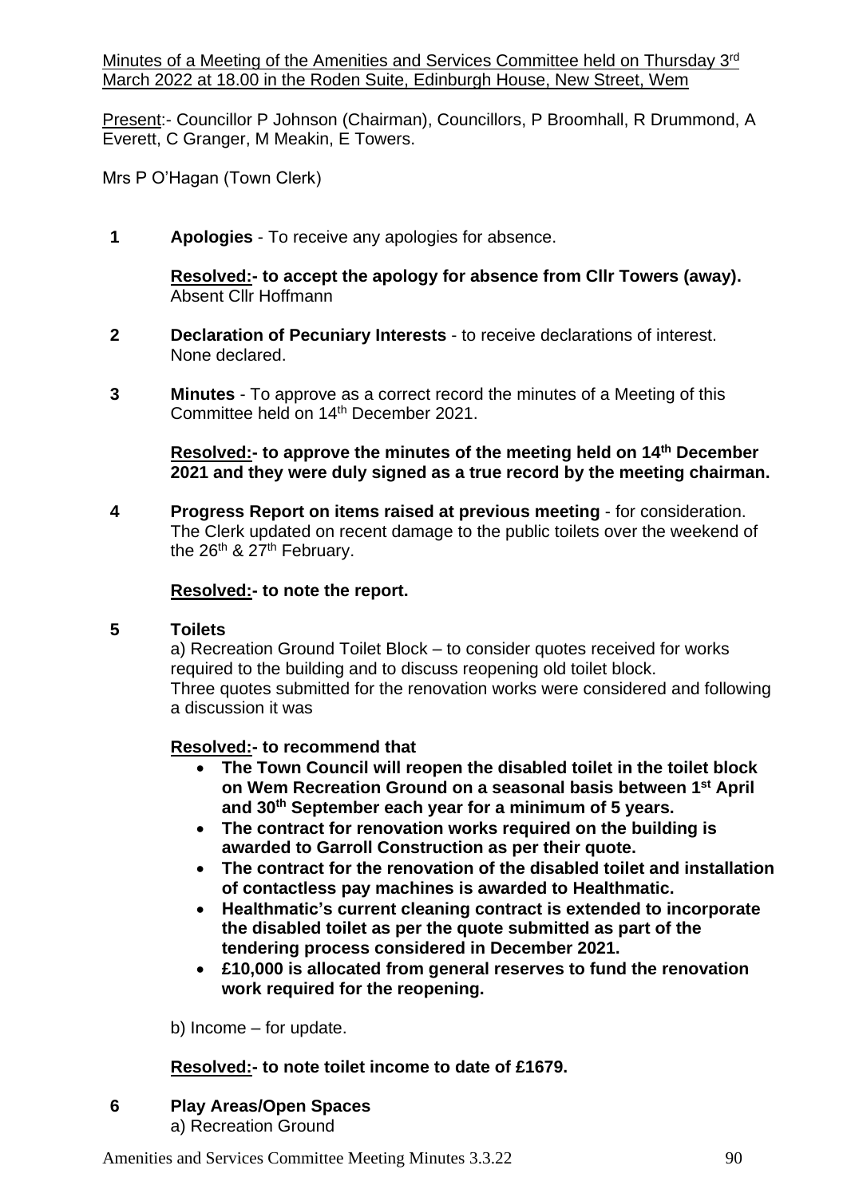Minutes of a Meeting of the Amenities and Services Committee held on Thursday 3rd March 2022 at 18.00 in the Roden Suite, Edinburgh House, New Street, Wem

Present:- Councillor P Johnson (Chairman), Councillors, P Broomhall, R Drummond, A Everett, C Granger, M Meakin, E Towers.

Mrs P O'Hagan (Town Clerk)

**1 Apologies** - To receive any apologies for absence.

**Resolved:- to accept the apology for absence from Cllr Towers (away).**
Absent Cllr Hoffmann

**2 Declaration of Pecuniary Interests** - to receive declarations of interest.
None declared.

**3 Minutes** - To approve as a correct record the minutes of a Meeting of this Committee held on 14th December 2021.

**Resolved:- to approve the minutes of the meeting held on 14th December 2021 and they were duly signed as a true record by the meeting chairman.**

**4 Progress Report on items raised at previous meeting** - for consideration.
The Clerk updated on recent damage to the public toilets over the weekend of the 26th & 27th February.

**Resolved:- to note the report.**

**5 Toilets**

a) Recreation Ground Toilet Block – to consider quotes received for works required to the building and to discuss reopening old toilet block.
Three quotes submitted for the renovation works were considered and following a discussion it was

**Resolved:- to recommend that**

- **The Town Council will reopen the disabled toilet in the toilet block on Wem Recreation Ground on a seasonal basis between 1st April and 30th September each year for a minimum of 5 years.**
- **The contract for renovation works required on the building is awarded to Garroll Construction as per their quote.**
- **The contract for the renovation of the disabled toilet and installation of contactless pay machines is awarded to Healthmatic.**
- **Healthmatic's current cleaning contract is extended to incorporate the disabled toilet as per the quote submitted as part of the tendering process considered in December 2021.**
- **£10,000 is allocated from general reserves to fund the renovation work required for the reopening.**

b) Income – for update.

**Resolved:- to note toilet income to date of £1679.**

**6 Play Areas/Open Spaces**

a) Recreation Ground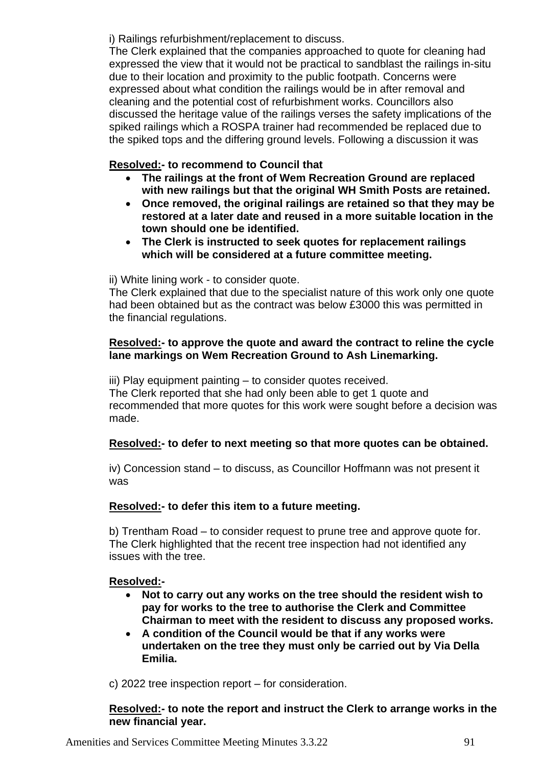i) Railings refurbishment/replacement to discuss.
The Clerk explained that the companies approached to quote for cleaning had expressed the view that it would not be practical to sandblast the railings in-situ due to their location and proximity to the public footpath. Concerns were expressed about what condition the railings would be in after removal and cleaning and the potential cost of refurbishment works. Councillors also discussed the heritage value of the railings verses the safety implications of the spiked railings which a ROSPA trainer had recommended be replaced due to the spiked tops and the differing ground levels. Following a discussion it was

**<u>Resolved:</u>- to recommend to Council that**

- **The railings at the front of Wem Recreation Ground are replaced with new railings but that the original WH Smith Posts are retained.**
- **Once removed, the original railings are retained so that they may be restored at a later date and reused in a more suitable location in the town should one be identified.**
- **The Clerk is instructed to seek quotes for replacement railings which will be considered at a future committee meeting.**

ii) White lining work - to consider quote.
The Clerk explained that due to the specialist nature of this work only one quote had been obtained but as the contract was below £3000 this was permitted in the financial regulations.

**<u>Resolved:</u>- to approve the quote and award the contract to reline the cycle lane markings on Wem Recreation Ground to Ash Linemarking.**

iii) Play equipment painting – to consider quotes received.
The Clerk reported that she had only been able to get 1 quote and recommended that more quotes for this work were sought before a decision was made.

**<u>Resolved:</u>- to defer to next meeting so that more quotes can be obtained.**

iv) Concession stand – to discuss, as Councillor Hoffmann was not present it was

**<u>Resolved:</u>- to defer this item to a future meeting.**

b) Trentham Road – to consider request to prune tree and approve quote for.
The Clerk highlighted that the recent tree inspection had not identified any issues with the tree.

**<u>Resolved:</u>-**

- **Not to carry out any works on the tree should the resident wish to pay for works to the tree to authorise the Clerk and Committee Chairman to meet with the resident to discuss any proposed works.**
- **A condition of the Council would be that if any works were undertaken on the tree they must only be carried out by Via Della Emilia.**

c) 2022 tree inspection report – for consideration.

**<u>Resolved:</u>- to note the report and instruct the Clerk to arrange works in the new financial year.**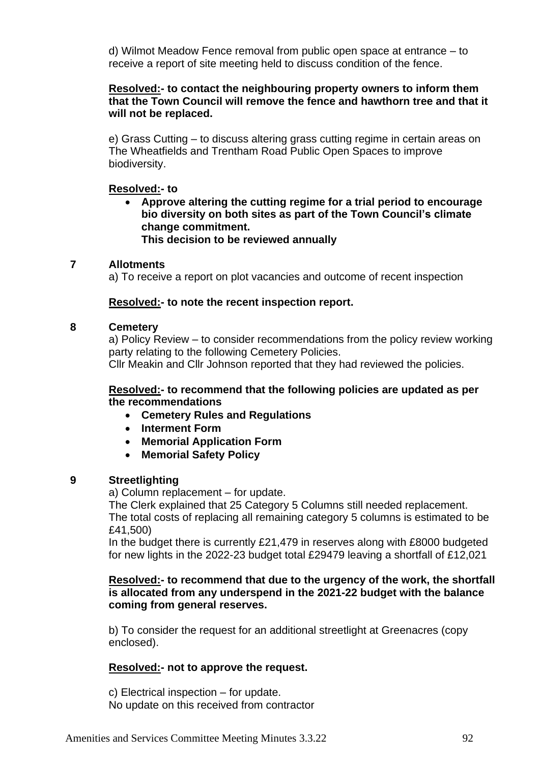d) Wilmot Meadow Fence removal from public open space at entrance – to receive a report of site meeting held to discuss condition of the fence.

**Resolved:- to contact the neighbouring property owners to inform them that the Town Council will remove the fence and hawthorn tree and that it will not be replaced.**

e) Grass Cutting – to discuss altering grass cutting regime in certain areas on The Wheatfields and Trentham Road Public Open Spaces to improve biodiversity.

**Resolved:- to**

- **Approve altering the cutting regime for a trial period to encourage bio diversity on both sites as part of the Town Council's climate change commitment.**
  **This decision to be reviewed annually**

## 7 Allotments

a) To receive a report on plot vacancies and outcome of recent inspection

**Resolved:- to note the recent inspection report.**

## 8 Cemetery

a) Policy Review – to consider recommendations from the policy review working party relating to the following Cemetery Policies.
Cllr Meakin and Cllr Johnson reported that they had reviewed the policies.

**Resolved:- to recommend that the following policies are updated as per the recommendations**

- **Cemetery Rules and Regulations**
- **Interment Form**
- **Memorial Application Form**
- **Memorial Safety Policy**

## 9 Streetlighting

a) Column replacement – for update.
The Clerk explained that 25 Category 5 Columns still needed replacement.
The total costs of replacing all remaining category 5 columns is estimated to be £41,500)
In the budget there is currently £21,479 in reserves along with £8000 budgeted for new lights in the 2022-23 budget total £29479 leaving a shortfall of £12,021

**Resolved:- to recommend that due to the urgency of the work, the shortfall is allocated from any underspend in the 2021-22 budget with the balance coming from general reserves.**

b) To consider the request for an additional streetlight at Greenacres (copy enclosed).

**Resolved:- not to approve the request.**

c) Electrical inspection – for update.
No update on this received from contractor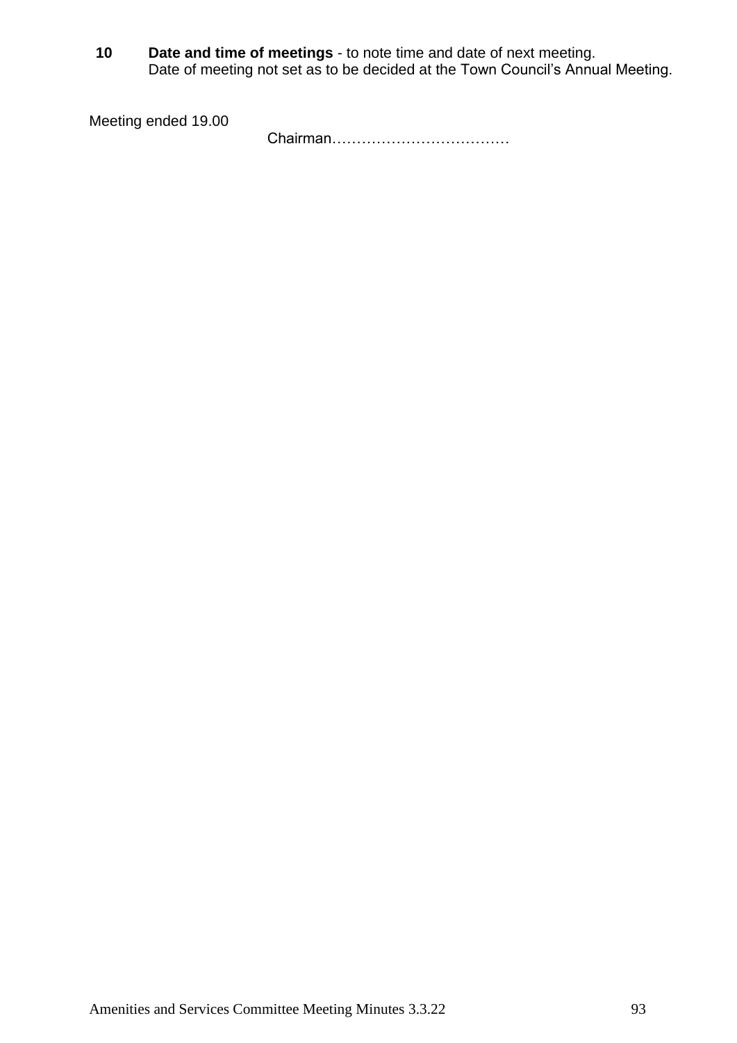**10 Date and time of meetings** - to note time and date of next meeting.
Date of meeting not set as to be decided at the Town Council's Annual Meeting.

Meeting ended 19.00

Chairman………………………………